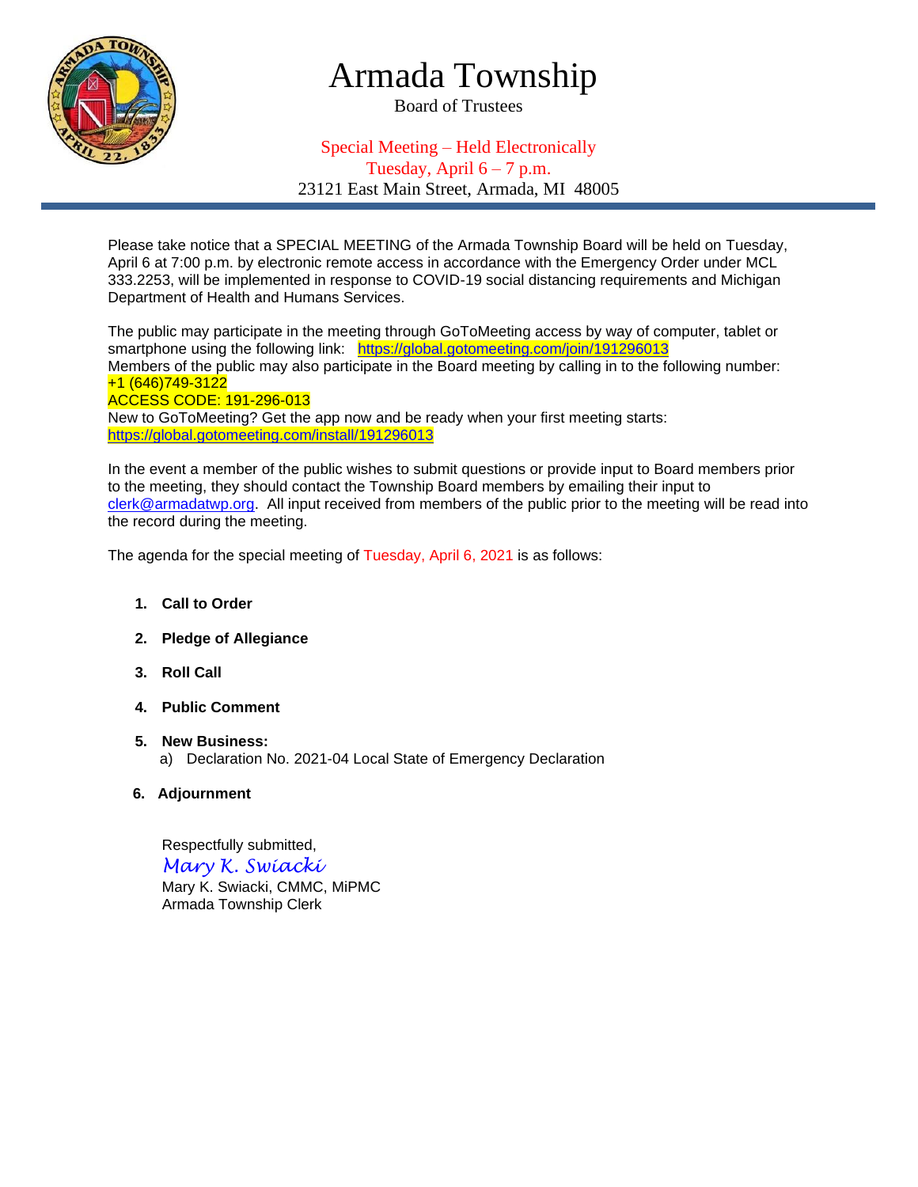# Armada Township

Board of Trustees

Special Meeting – Held Electronically
Tuesday, April 6 – 7 p.m.
23121 East Main Street, Armada, MI 48005

Please take notice that a SPECIAL MEETING of the Armada Township Board will be held on Tuesday, April 6 at 7:00 p.m. by electronic remote access in accordance with the Emergency Order under MCL 333.2253, will be implemented in response to COVID-19 social distancing requirements and Michigan Department of Health and Humans Services.

The public may participate in the meeting through GoToMeeting access by way of computer, tablet or smartphone using the following link: https://global.gotomeeting.com/join/191296013
Members of the public may also participate in the Board meeting by calling in to the following number:
+1 (646)749-3122
ACCESS CODE: 191-296-013
New to GoToMeeting? Get the app now and be ready when your first meeting starts:
https://global.gotomeeting.com/install/191296013

In the event a member of the public wishes to submit questions or provide input to Board members prior to the meeting, they should contact the Township Board members by emailing their input to clerk@armadatwp.org. All input received from members of the public prior to the meeting will be read into the record during the meeting.

The agenda for the special meeting of Tuesday, April 6, 2021 is as follows:

1. **Call to Order**
2. **Pledge of Allegiance**
3. **Roll Call**
4. **Public Comment**
5. **New Business:**
   a) Declaration No. 2021-04 Local State of Emergency Declaration
6. **Adjournment**

Respectfully submitted,
*Mary K. Swiacki*
Mary K. Swiacki, CMMC, MiPMC
Armada Township Clerk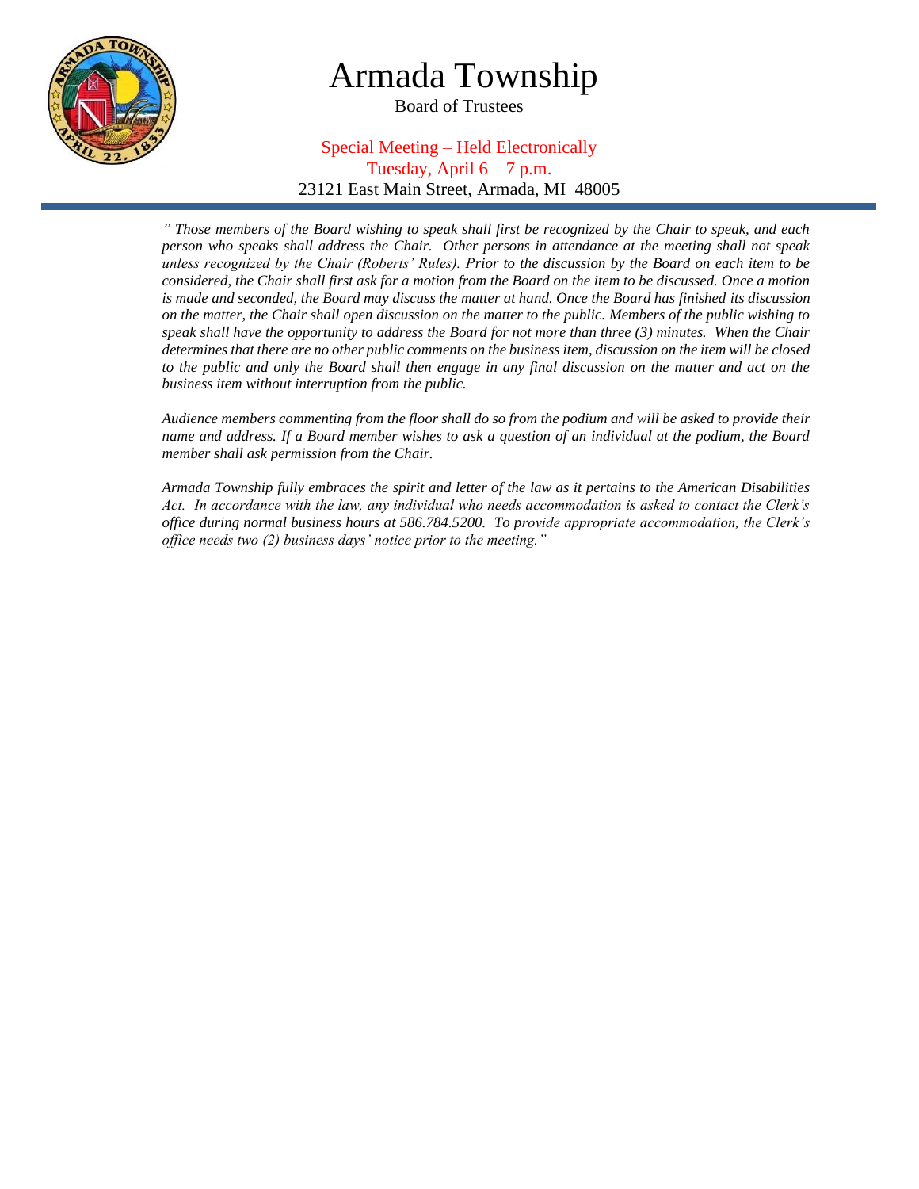# Armada Township

Board of Trustees

Special Meeting – Held Electronically
Tuesday, April 6 – 7 p.m.
23121 East Main Street, Armada, MI 48005

*" Those members of the Board wishing to speak shall first be recognized by the Chair to speak, and each person who speaks shall address the Chair. Other persons in attendance at the meeting shall not speak unless recognized by the Chair (Roberts' Rules). Prior to the discussion by the Board on each item to be considered, the Chair shall first ask for a motion from the Board on the item to be discussed. Once a motion is made and seconded, the Board may discuss the matter at hand. Once the Board has finished its discussion on the matter, the Chair shall open discussion on the matter to the public. Members of the public wishing to speak shall have the opportunity to address the Board for not more than three (3) minutes. When the Chair determines that there are no other public comments on the business item, discussion on the item will be closed to the public and only the Board shall then engage in any final discussion on the matter and act on the business item without interruption from the public.*

*Audience members commenting from the floor shall do so from the podium and will be asked to provide their name and address. If a Board member wishes to ask a question of an individual at the podium, the Board member shall ask permission from the Chair.*

*Armada Township fully embraces the spirit and letter of the law as it pertains to the American Disabilities Act. In accordance with the law, any individual who needs accommodation is asked to contact the Clerk's office during normal business hours at 586.784.5200. To provide appropriate accommodation, the Clerk's office needs two (2) business days' notice prior to the meeting."*